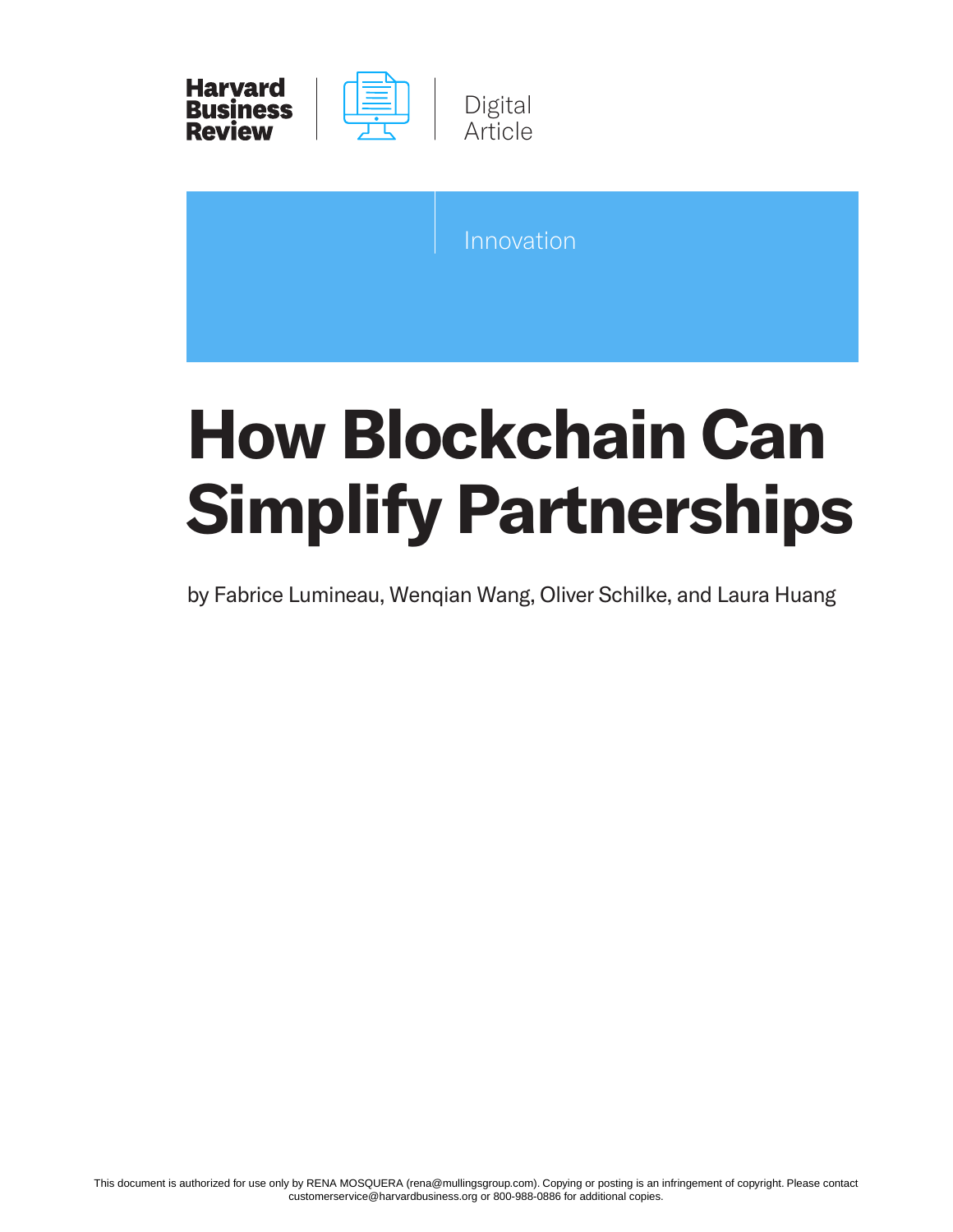Harvard Business Review | Digital Article

Innovation

# How Blockchain Can Simplify Partnerships

by Fabrice Lumineau, Wenqian Wang, Oliver Schilke, and Laura Huang

This document is authorized for use only by RENA MOSQUERA (rena@mullingsgroup.com). Copying or posting is an infringement of copyright. Please contact customerservice@harvardbusiness.org or 800-988-0886 for additional copies.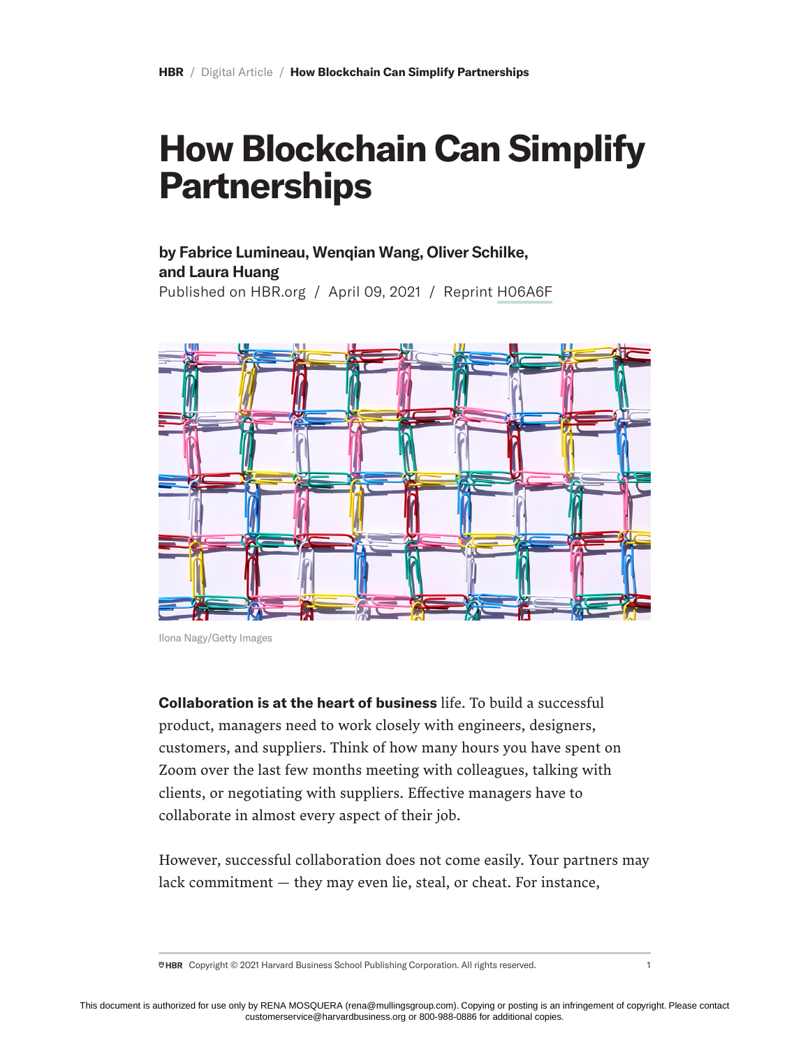HBR / Digital Article / How Blockchain Can Simplify Partnerships

# How Blockchain Can Simplify Partnerships

**by Fabrice Lumineau, Wenqian Wang, Oliver Schilke, and Laura Huang**

Published on HBR.org / April 09, 2021 / Reprint H06A6F

Ilona Nagy/Getty Images

**Collaboration is at the heart of business** life. To build a successful product, managers need to work closely with engineers, designers, customers, and suppliers. Think of how many hours you have spent on Zoom over the last few months meeting with colleagues, talking with clients, or negotiating with suppliers. Effective managers have to collaborate in almost every aspect of their job.

However, successful collaboration does not come easily. Your partners may lack commitment — they may even lie, steal, or cheat. For instance,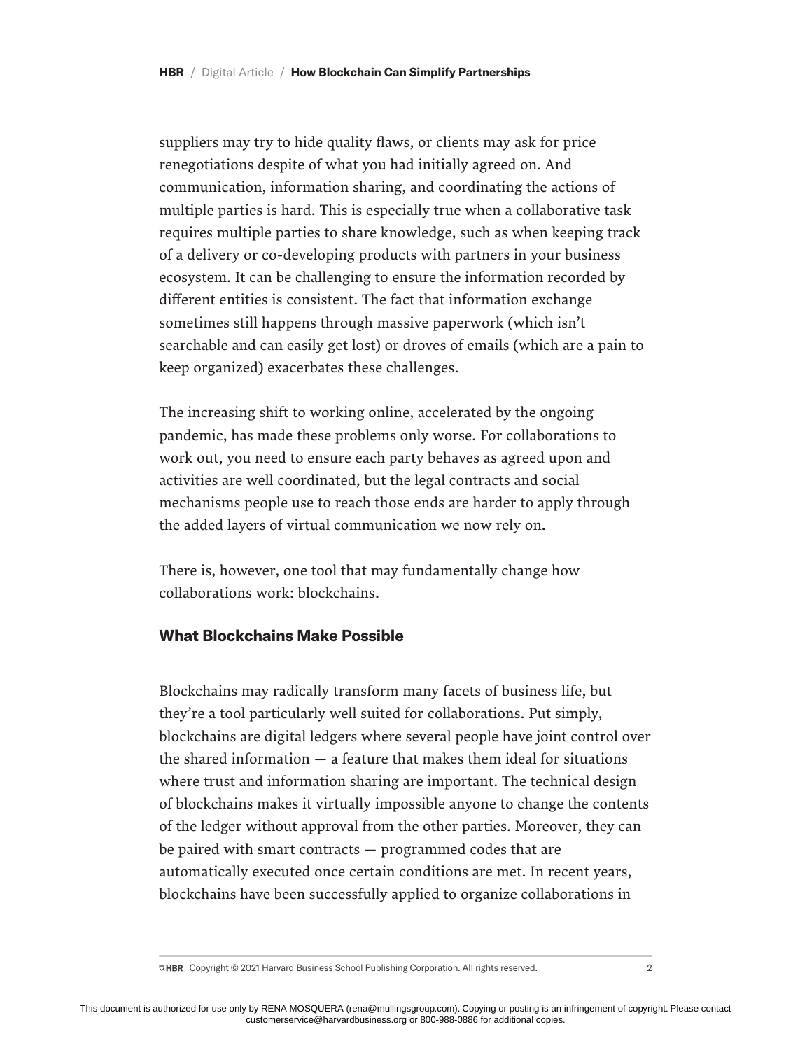suppliers may try to hide quality flaws, or clients may ask for price renegotiations despite of what you had initially agreed on. And communication, information sharing, and coordinating the actions of multiple parties is hard. This is especially true when a collaborative task requires multiple parties to share knowledge, such as when keeping track of a delivery or co-developing products with partners in your business ecosystem. It can be challenging to ensure the information recorded by different entities is consistent. The fact that information exchange sometimes still happens through massive paperwork (which isn't searchable and can easily get lost) or droves of emails (which are a pain to keep organized) exacerbates these challenges.

The increasing shift to working online, accelerated by the ongoing pandemic, has made these problems only worse. For collaborations to work out, you need to ensure each party behaves as agreed upon and activities are well coordinated, but the legal contracts and social mechanisms people use to reach those ends are harder to apply through the added layers of virtual communication we now rely on.

There is, however, one tool that may fundamentally change how collaborations work: blockchains.

## What Blockchains Make Possible

Blockchains may radically transform many facets of business life, but they're a tool particularly well suited for collaborations. Put simply, blockchains are digital ledgers where several people have joint control over the shared information — a feature that makes them ideal for situations where trust and information sharing are important. The technical design of blockchains makes it virtually impossible anyone to change the contents of the ledger without approval from the other parties. Moreover, they can be paired with smart contracts — programmed codes that are automatically executed once certain conditions are met. In recent years, blockchains have been successfully applied to organize collaborations in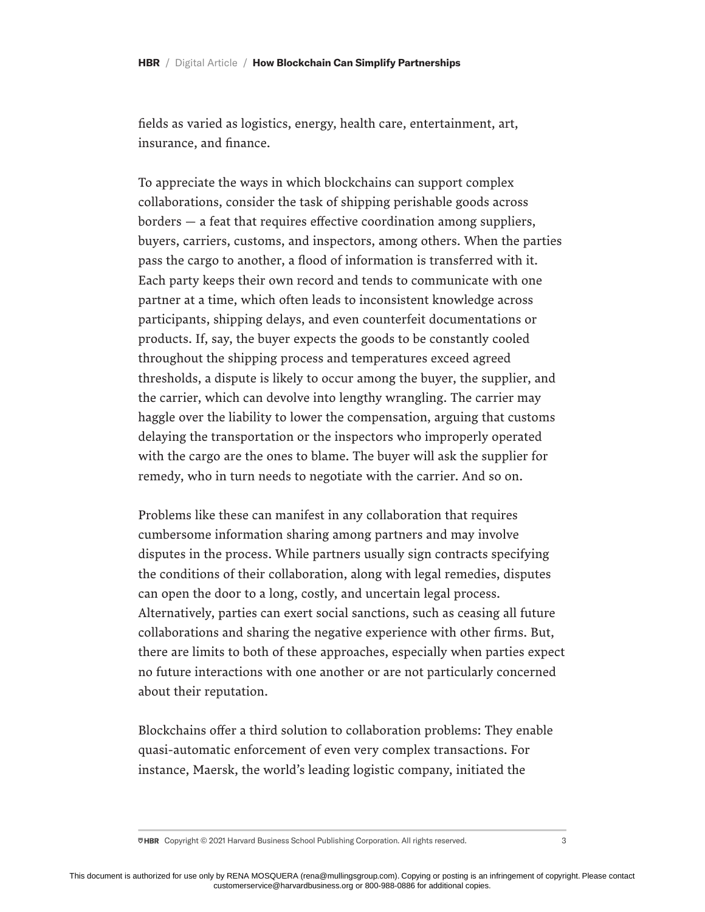fields as varied as logistics, energy, health care, entertainment, art, insurance, and finance.

To appreciate the ways in which blockchains can support complex collaborations, consider the task of shipping perishable goods across borders — a feat that requires effective coordination among suppliers, buyers, carriers, customs, and inspectors, among others. When the parties pass the cargo to another, a flood of information is transferred with it. Each party keeps their own record and tends to communicate with one partner at a time, which often leads to inconsistent knowledge across participants, shipping delays, and even counterfeit documentations or products. If, say, the buyer expects the goods to be constantly cooled throughout the shipping process and temperatures exceed agreed thresholds, a dispute is likely to occur among the buyer, the supplier, and the carrier, which can devolve into lengthy wrangling. The carrier may haggle over the liability to lower the compensation, arguing that customs delaying the transportation or the inspectors who improperly operated with the cargo are the ones to blame. The buyer will ask the supplier for remedy, who in turn needs to negotiate with the carrier. And so on.

Problems like these can manifest in any collaboration that requires cumbersome information sharing among partners and may involve disputes in the process. While partners usually sign contracts specifying the conditions of their collaboration, along with legal remedies, disputes can open the door to a long, costly, and uncertain legal process. Alternatively, parties can exert social sanctions, such as ceasing all future collaborations and sharing the negative experience with other firms. But, there are limits to both of these approaches, especially when parties expect no future interactions with one another or are not particularly concerned about their reputation.

Blockchains offer a third solution to collaboration problems: They enable quasi-automatic enforcement of even very complex transactions. For instance, Maersk, the world's leading logistic company, initiated the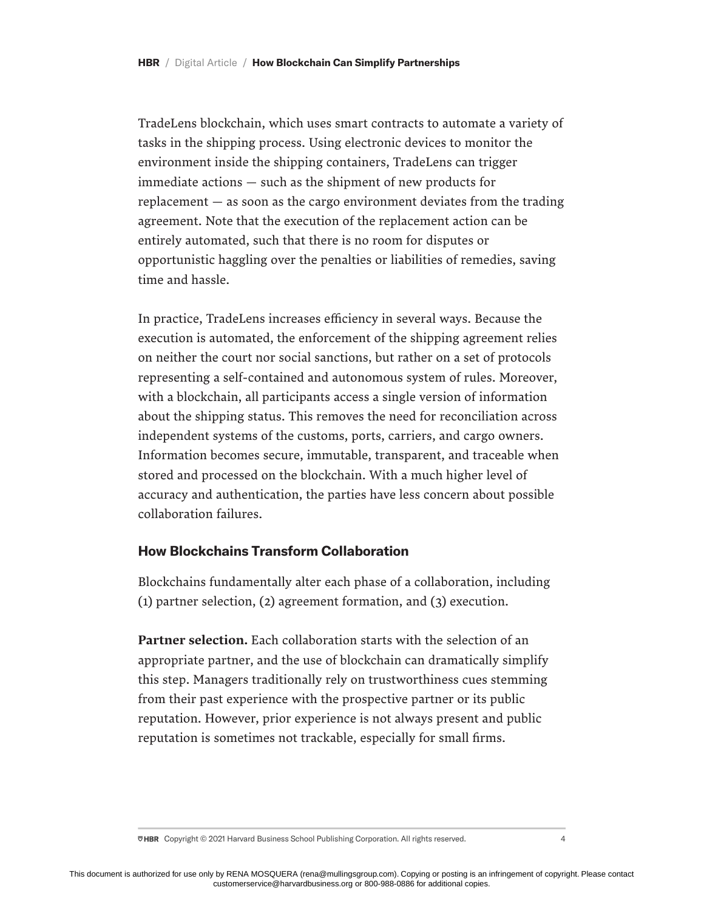TradeLens blockchain, which uses smart contracts to automate a variety of tasks in the shipping process. Using electronic devices to monitor the environment inside the shipping containers, TradeLens can trigger immediate actions — such as the shipment of new products for replacement — as soon as the cargo environment deviates from the trading agreement. Note that the execution of the replacement action can be entirely automated, such that there is no room for disputes or opportunistic haggling over the penalties or liabilities of remedies, saving time and hassle.

In practice, TradeLens increases efficiency in several ways. Because the execution is automated, the enforcement of the shipping agreement relies on neither the court nor social sanctions, but rather on a set of protocols representing a self-contained and autonomous system of rules. Moreover, with a blockchain, all participants access a single version of information about the shipping status. This removes the need for reconciliation across independent systems of the customs, ports, carriers, and cargo owners. Information becomes secure, immutable, transparent, and traceable when stored and processed on the blockchain. With a much higher level of accuracy and authentication, the parties have less concern about possible collaboration failures.

## How Blockchains Transform Collaboration

Blockchains fundamentally alter each phase of a collaboration, including (1) partner selection, (2) agreement formation, and (3) execution.

**Partner selection.** Each collaboration starts with the selection of an appropriate partner, and the use of blockchain can dramatically simplify this step. Managers traditionally rely on trustworthiness cues stemming from their past experience with the prospective partner or its public reputation. However, prior experience is not always present and public reputation is sometimes not trackable, especially for small firms.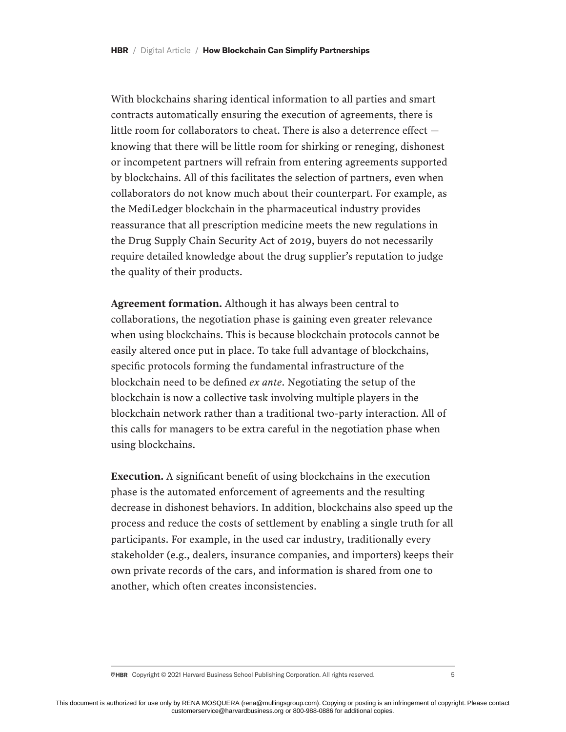With blockchains sharing identical information to all parties and smart contracts automatically ensuring the execution of agreements, there is little room for collaborators to cheat. There is also a deterrence effect — knowing that there will be little room for shirking or reneging, dishonest or incompetent partners will refrain from entering agreements supported by blockchains. All of this facilitates the selection of partners, even when collaborators do not know much about their counterpart. For example, as the MediLedger blockchain in the pharmaceutical industry provides reassurance that all prescription medicine meets the new regulations in the Drug Supply Chain Security Act of 2019, buyers do not necessarily require detailed knowledge about the drug supplier's reputation to judge the quality of their products.

**Agreement formation.** Although it has always been central to collaborations, the negotiation phase is gaining even greater relevance when using blockchains. This is because blockchain protocols cannot be easily altered once put in place. To take full advantage of blockchains, specific protocols forming the fundamental infrastructure of the blockchain need to be defined *ex ante*. Negotiating the setup of the blockchain is now a collective task involving multiple players in the blockchain network rather than a traditional two-party interaction. All of this calls for managers to be extra careful in the negotiation phase when using blockchains.

**Execution.** A significant benefit of using blockchains in the execution phase is the automated enforcement of agreements and the resulting decrease in dishonest behaviors. In addition, blockchains also speed up the process and reduce the costs of settlement by enabling a single truth for all participants. For example, in the used car industry, traditionally every stakeholder (e.g., dealers, insurance companies, and importers) keeps their own private records of the cars, and information is shared from one to another, which often creates inconsistencies.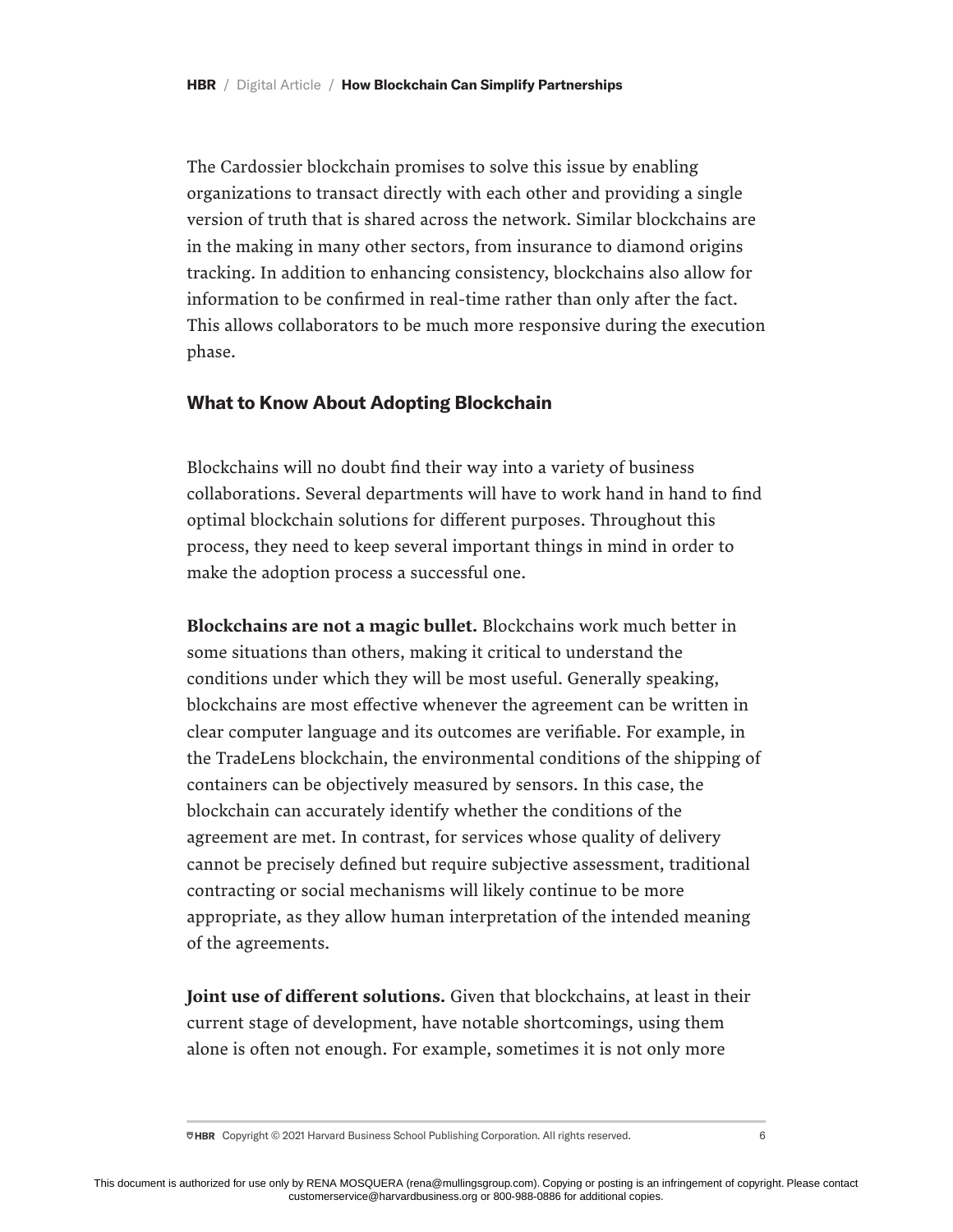The Cardossier blockchain promises to solve this issue by enabling organizations to transact directly with each other and providing a single version of truth that is shared across the network. Similar blockchains are in the making in many other sectors, from insurance to diamond origins tracking. In addition to enhancing consistency, blockchains also allow for information to be confirmed in real-time rather than only after the fact. This allows collaborators to be much more responsive during the execution phase.

## What to Know About Adopting Blockchain

Blockchains will no doubt find their way into a variety of business collaborations. Several departments will have to work hand in hand to find optimal blockchain solutions for different purposes. Throughout this process, they need to keep several important things in mind in order to make the adoption process a successful one.

**Blockchains are not a magic bullet.** Blockchains work much better in some situations than others, making it critical to understand the conditions under which they will be most useful. Generally speaking, blockchains are most effective whenever the agreement can be written in clear computer language and its outcomes are verifiable. For example, in the TradeLens blockchain, the environmental conditions of the shipping of containers can be objectively measured by sensors. In this case, the blockchain can accurately identify whether the conditions of the agreement are met. In contrast, for services whose quality of delivery cannot be precisely defined but require subjective assessment, traditional contracting or social mechanisms will likely continue to be more appropriate, as they allow human interpretation of the intended meaning of the agreements.

**Joint use of different solutions.** Given that blockchains, at least in their current stage of development, have notable shortcomings, using them alone is often not enough. For example, sometimes it is not only more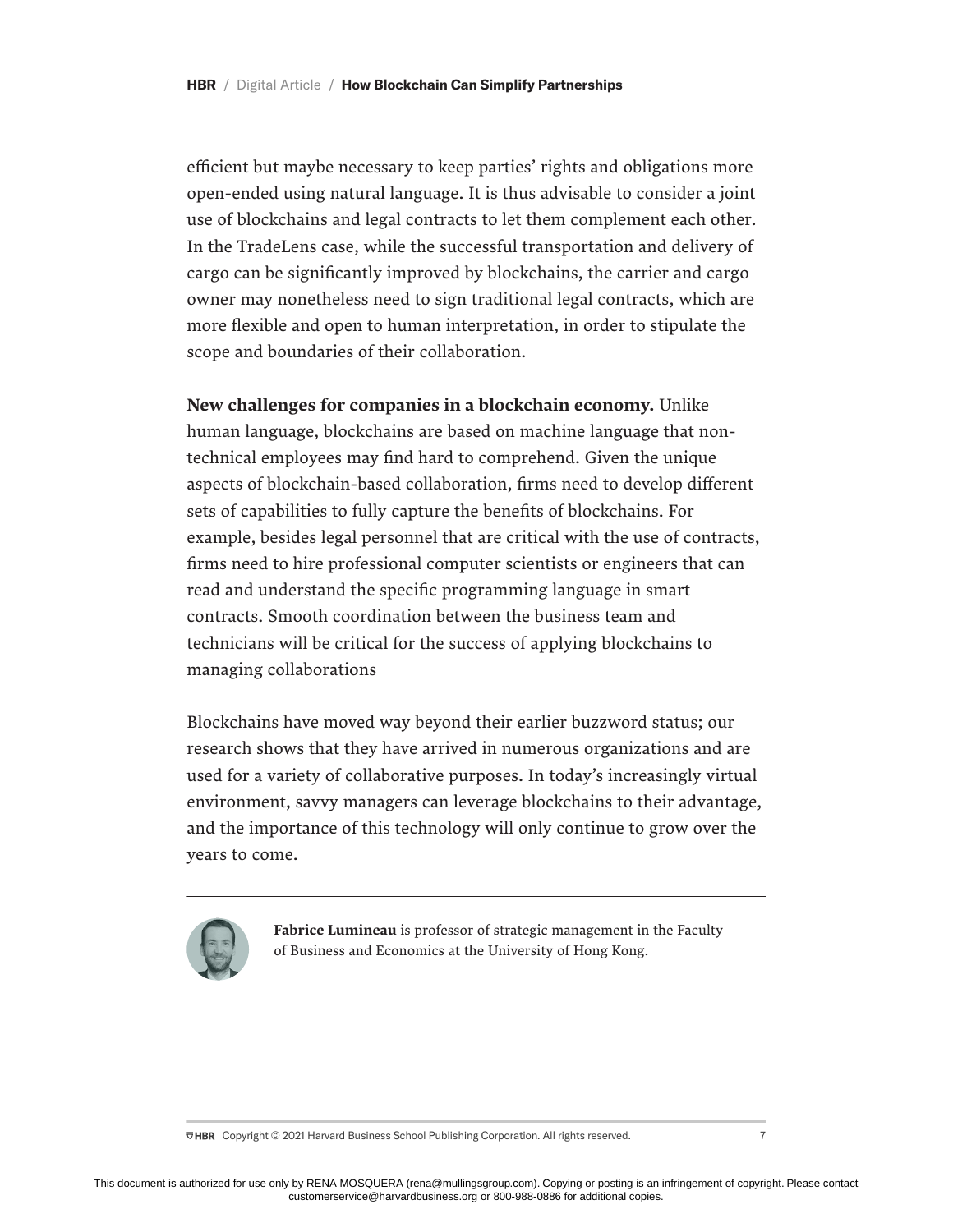efficient but maybe necessary to keep parties' rights and obligations more open-ended using natural language. It is thus advisable to consider a joint use of blockchains and legal contracts to let them complement each other. In the TradeLens case, while the successful transportation and delivery of cargo can be significantly improved by blockchains, the carrier and cargo owner may nonetheless need to sign traditional legal contracts, which are more flexible and open to human interpretation, in order to stipulate the scope and boundaries of their collaboration.

**New challenges for companies in a blockchain economy.** Unlike human language, blockchains are based on machine language that non-technical employees may find hard to comprehend. Given the unique aspects of blockchain-based collaboration, firms need to develop different sets of capabilities to fully capture the benefits of blockchains. For example, besides legal personnel that are critical with the use of contracts, firms need to hire professional computer scientists or engineers that can read and understand the specific programming language in smart contracts. Smooth coordination between the business team and technicians will be critical for the success of applying blockchains to managing collaborations

Blockchains have moved way beyond their earlier buzzword status; our research shows that they have arrived in numerous organizations and are used for a variety of collaborative purposes. In today's increasingly virtual environment, savvy managers can leverage blockchains to their advantage, and the importance of this technology will only continue to grow over the years to come.

---

**Fabrice Lumineau** is professor of strategic management in the Faculty of Business and Economics at the University of Hong Kong.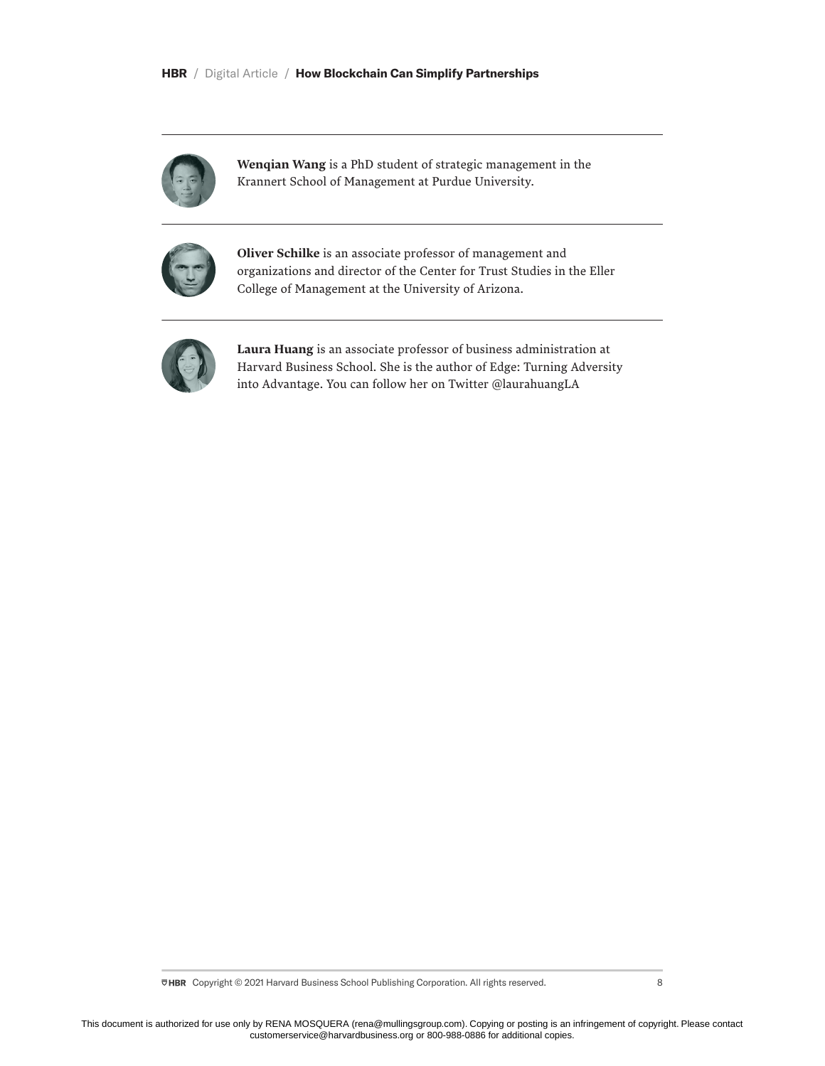**Wenqian Wang** is a PhD student of strategic management in the Krannert School of Management at Purdue University.

---

**Oliver Schilke** is an associate professor of management and organizations and director of the Center for Trust Studies in the Eller College of Management at the University of Arizona.

---

**Laura Huang** is an associate professor of business administration at Harvard Business School. She is the author of Edge: Turning Adversity into Advantage. You can follow her on Twitter @laurahuangLA